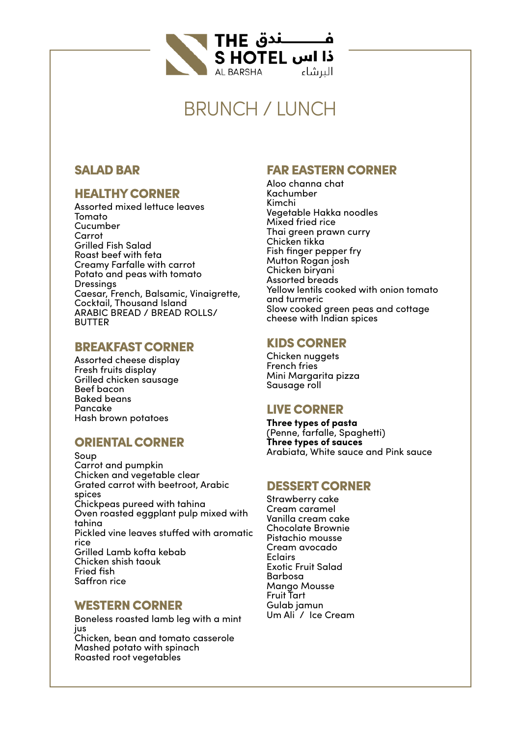THE S HOTEL AL BARSHA

فندق ذا اس البرشاء

# BRUNCH / LUNCH

## SALAD BAR

### HEALTHY CORNER

Assorted mixed lettuce leaves
Tomato
Cucumber
Carrot
Grilled Fish Salad
Roast beef with feta
Creamy Farfalle with carrot
Potato and peas with tomato
Dressings
Caesar, French, Balsamic, Vinaigrette, Cocktail, Thousand Island
ARABIC BREAD / BREAD ROLLS/ BUTTER

### BREAKFAST CORNER

Assorted cheese display
Fresh fruits display
Grilled chicken sausage
Beef bacon
Baked beans
Pancake
Hash brown potatoes

### ORIENTAL CORNER

Soup
Carrot and pumpkin
Chicken and vegetable clear
Grated carrot with beetroot, Arabic spices
Chickpeas pureed with tahina
Oven roasted eggplant pulp mixed with tahina
Pickled vine leaves stuffed with aromatic rice
Grilled Lamb kofta kebab
Chicken shish taouk
Fried fish
Saffron rice

### WESTERN CORNER

Boneless roasted lamb leg with a mint jus
Chicken, bean and tomato casserole
Mashed potato with spinach
Roasted root vegetables

### FAR EASTERN CORNER

Aloo channa chat
Kachumber
Kimchi
Vegetable Hakka noodles
Mixed fried rice
Thai green prawn curry
Chicken tikka
Fish finger pepper fry
Mutton Rogan josh
Chicken biryani
Assorted breads
Yellow lentils cooked with onion tomato and turmeric
Slow cooked green peas and cottage cheese with Indian spices

### KIDS CORNER

Chicken nuggets
French fries
Mini Margarita pizza
Sausage roll

### LIVE CORNER

**Three types of pasta**
(Penne, farfalle, Spaghetti)
**Three types of sauces**
Arabiata, White sauce and Pink sauce

### DESSERT CORNER

Strawberry cake
Cream caramel
Vanilla cream cake
Chocolate Brownie
Pistachio mousse
Cream avocado
Eclairs
Exotic Fruit Salad
Barbosa
Mango Mousse
Fruit Tart
Gulab jamun
Um Ali / Ice Cream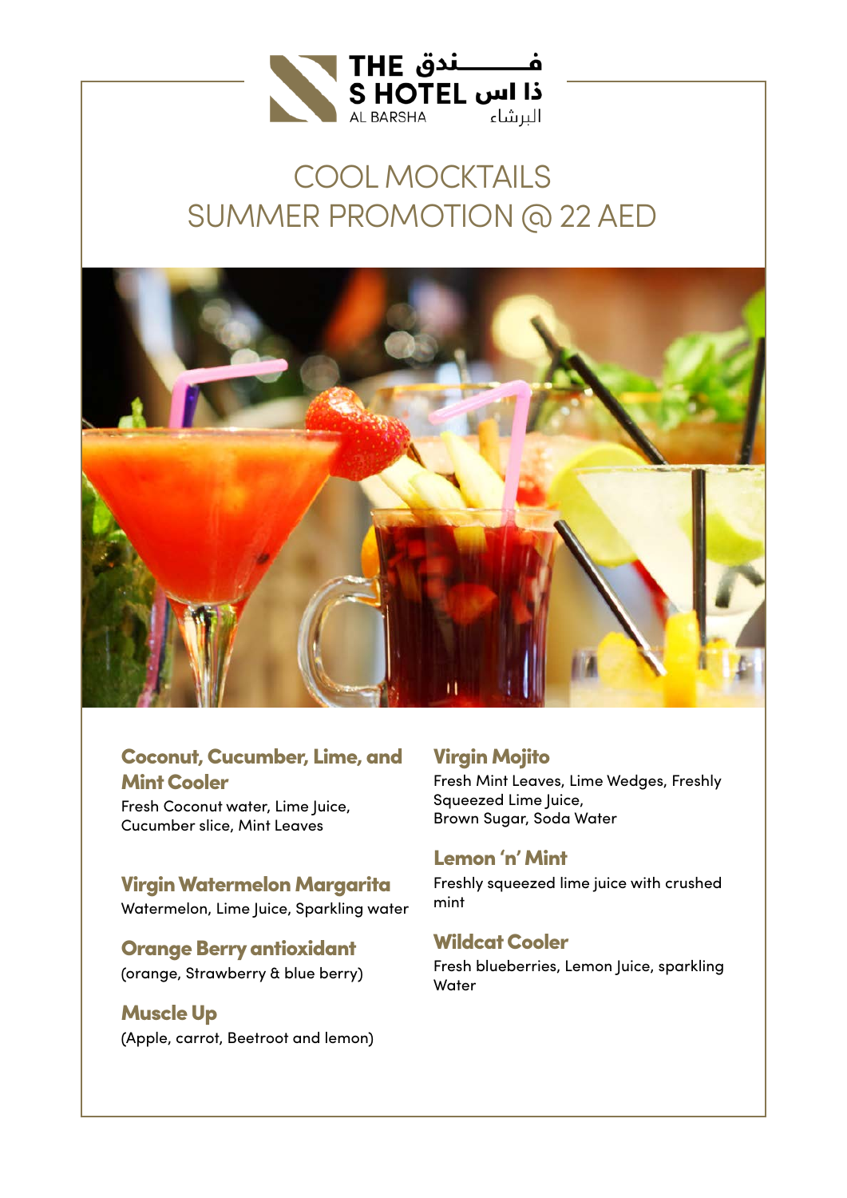THE S HOTEL فندق ذا اس

AL BARSHA البرشاء

# COOL MOCKTAILS
# SUMMER PROMOTION @ 22 AED

### Coconut, Cucumber, Lime, and Mint Cooler
Fresh Coconut water, Lime Juice, Cucumber slice, Mint Leaves

### Virgin Watermelon Margarita
Watermelon, Lime Juice, Sparkling water

### Orange Berry antioxidant
(orange, Strawberry & blue berry)

### Muscle Up
(Apple, carrot, Beetroot and lemon)

### Virgin Mojito
Fresh Mint Leaves, Lime Wedges, Freshly Squeezed Lime Juice, Brown Sugar, Soda Water

### Lemon 'n' Mint
Freshly squeezed lime juice with crushed mint

### Wildcat Cooler
Fresh blueberries, Lemon Juice, sparkling Water